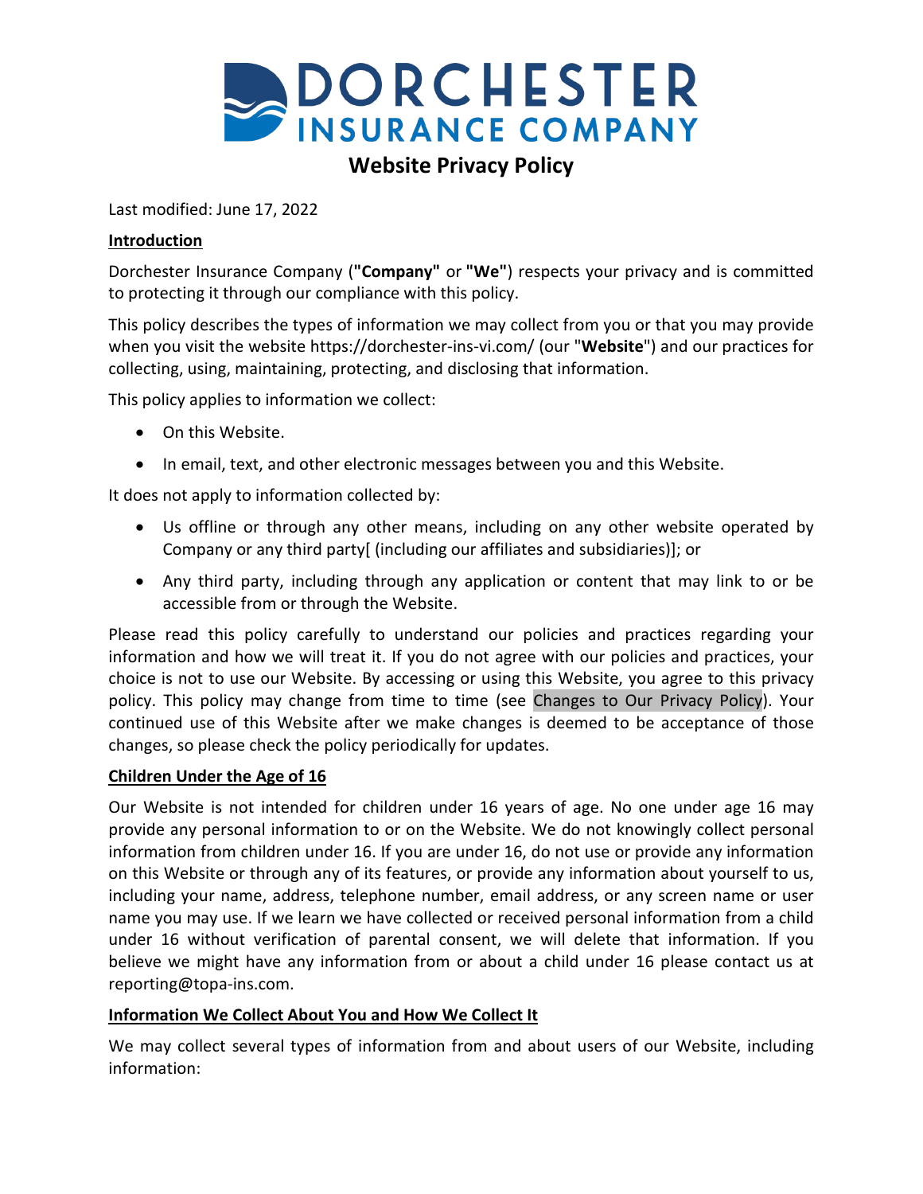# DORCHESTER INSURANCE COMPANY

## Website Privacy Policy

Last modified: June 17, 2022

**Introduction**

Dorchester Insurance Company (**"Company"** or **"We"**) respects your privacy and is committed to protecting it through our compliance with this policy.

This policy describes the types of information we may collect from you or that you may provide when you visit the website https://dorchester-ins-vi.com/ (our "**Website**") and our practices for collecting, using, maintaining, protecting, and disclosing that information.

This policy applies to information we collect:

- On this Website.
- In email, text, and other electronic messages between you and this Website.

It does not apply to information collected by:

- Us offline or through any other means, including on any other website operated by Company or any third party[ (including our affiliates and subsidiaries)]; or
- Any third party, including through any application or content that may link to or be accessible from or through the Website.

Please read this policy carefully to understand our policies and practices regarding your information and how we will treat it. If you do not agree with our policies and practices, your choice is not to use our Website. By accessing or using this Website, you agree to this privacy policy. This policy may change from time to time (see Changes to Our Privacy Policy). Your continued use of this Website after we make changes is deemed to be acceptance of those changes, so please check the policy periodically for updates.

**Children Under the Age of 16**

Our Website is not intended for children under 16 years of age. No one under age 16 may provide any personal information to or on the Website. We do not knowingly collect personal information from children under 16. If you are under 16, do not use or provide any information on this Website or through any of its features, or provide any information about yourself to us, including your name, address, telephone number, email address, or any screen name or user name you may use. If we learn we have collected or received personal information from a child under 16 without verification of parental consent, we will delete that information. If you believe we might have any information from or about a child under 16 please contact us at reporting@topa-ins.com.

**Information We Collect About You and How We Collect It**

We may collect several types of information from and about users of our Website, including information: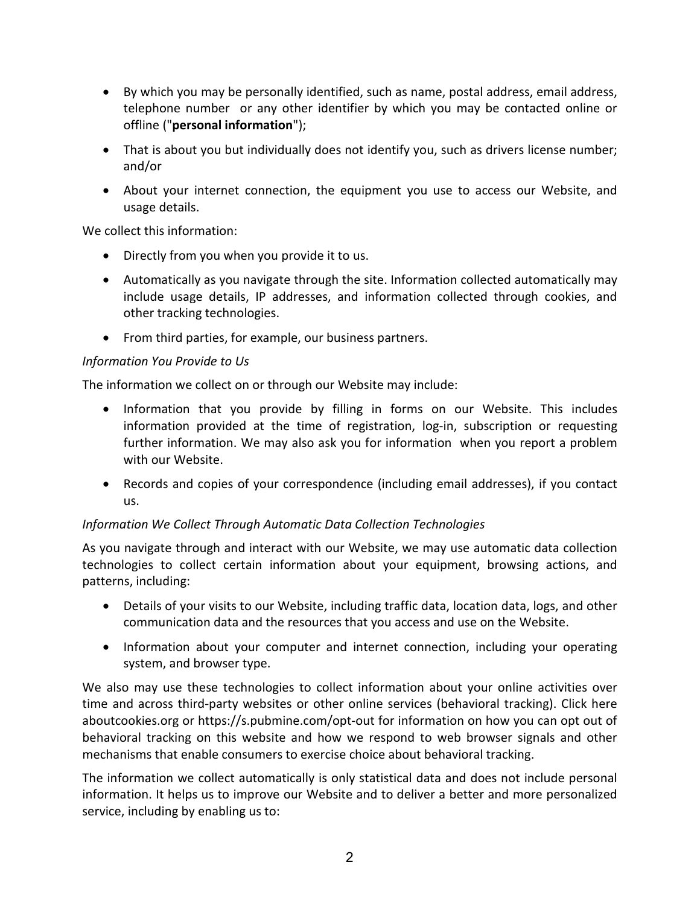- By which you may be personally identified, such as name, postal address, email address, telephone number or any other identifier by which you may be contacted online or offline ("**personal information**");
- That is about you but individually does not identify you, such as drivers license number; and/or
- About your internet connection, the equipment you use to access our Website, and usage details.

We collect this information:

- Directly from you when you provide it to us.
- Automatically as you navigate through the site. Information collected automatically may include usage details, IP addresses, and information collected through cookies, and other tracking technologies.
- From third parties, for example, our business partners.

*Information You Provide to Us*

The information we collect on or through our Website may include:

- Information that you provide by filling in forms on our Website. This includes information provided at the time of registration, log-in, subscription or requesting further information. We may also ask you for information when you report a problem with our Website.
- Records and copies of your correspondence (including email addresses), if you contact us.

*Information We Collect Through Automatic Data Collection Technologies*

As you navigate through and interact with our Website, we may use automatic data collection technologies to collect certain information about your equipment, browsing actions, and patterns, including:

- Details of your visits to our Website, including traffic data, location data, logs, and other communication data and the resources that you access and use on the Website.
- Information about your computer and internet connection, including your operating system, and browser type.

We also may use these technologies to collect information about your online activities over time and across third-party websites or other online services (behavioral tracking). Click here aboutcookies.org or https://s.pubmine.com/opt-out for information on how you can opt out of behavioral tracking on this website and how we respond to web browser signals and other mechanisms that enable consumers to exercise choice about behavioral tracking.

The information we collect automatically is only statistical data and does not include personal information. It helps us to improve our Website and to deliver a better and more personalized service, including by enabling us to: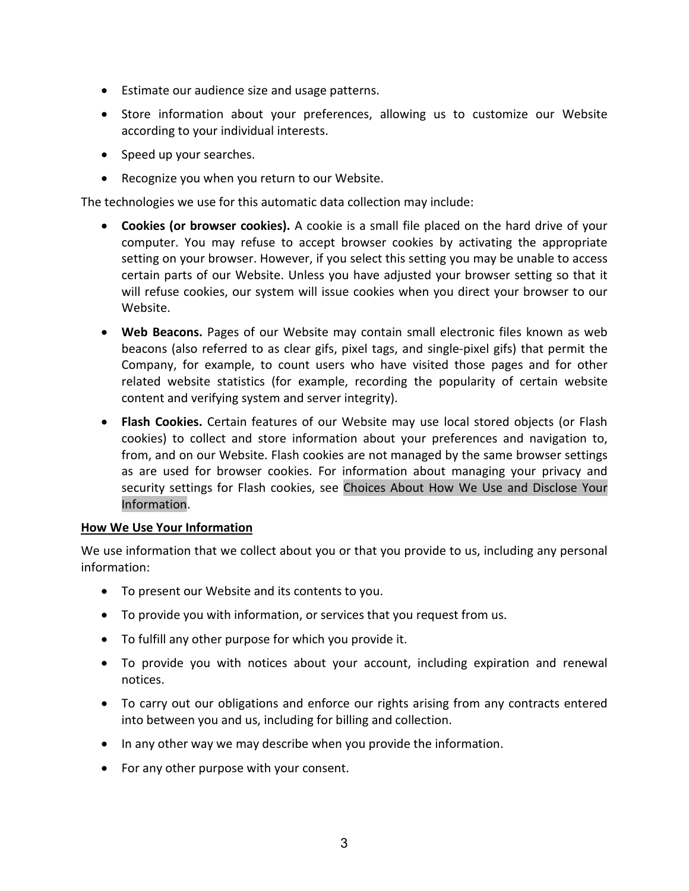- Estimate our audience size and usage patterns.
- Store information about your preferences, allowing us to customize our Website according to your individual interests.
- Speed up your searches.
- Recognize you when you return to our Website.

The technologies we use for this automatic data collection may include:

- **Cookies (or browser cookies).** A cookie is a small file placed on the hard drive of your computer. You may refuse to accept browser cookies by activating the appropriate setting on your browser. However, if you select this setting you may be unable to access certain parts of our Website. Unless you have adjusted your browser setting so that it will refuse cookies, our system will issue cookies when you direct your browser to our Website.
- **Web Beacons.** Pages of our Website may contain small electronic files known as web beacons (also referred to as clear gifs, pixel tags, and single-pixel gifs) that permit the Company, for example, to count users who have visited those pages and for other related website statistics (for example, recording the popularity of certain website content and verifying system and server integrity).
- **Flash Cookies.** Certain features of our Website may use local stored objects (or Flash cookies) to collect and store information about your preferences and navigation to, from, and on our Website. Flash cookies are not managed by the same browser settings as are used for browser cookies. For information about managing your privacy and security settings for Flash cookies, see Choices About How We Use and Disclose Your Information.

**How We Use Your Information**

We use information that we collect about you or that you provide to us, including any personal information:

- To present our Website and its contents to you.
- To provide you with information, or services that you request from us.
- To fulfill any other purpose for which you provide it.
- To provide you with notices about your account, including expiration and renewal notices.
- To carry out our obligations and enforce our rights arising from any contracts entered into between you and us, including for billing and collection.
- In any other way we may describe when you provide the information.
- For any other purpose with your consent.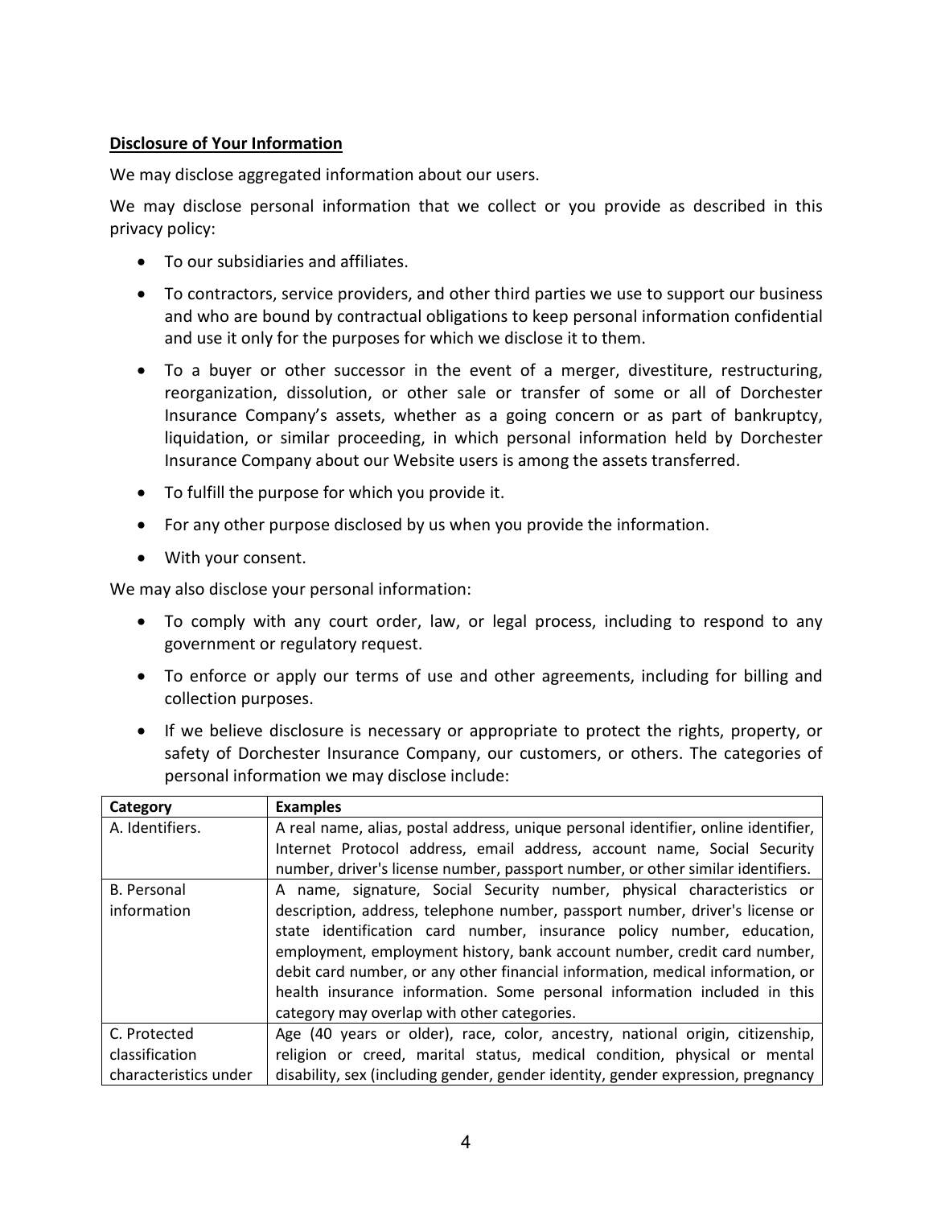**Disclosure of Your Information**

We may disclose aggregated information about our users.

We may disclose personal information that we collect or you provide as described in this privacy policy:

- To our subsidiaries and affiliates.
- To contractors, service providers, and other third parties we use to support our business and who are bound by contractual obligations to keep personal information confidential and use it only for the purposes for which we disclose it to them.
- To a buyer or other successor in the event of a merger, divestiture, restructuring, reorganization, dissolution, or other sale or transfer of some or all of Dorchester Insurance Company's assets, whether as a going concern or as part of bankruptcy, liquidation, or similar proceeding, in which personal information held by Dorchester Insurance Company about our Website users is among the assets transferred.
- To fulfill the purpose for which you provide it.
- For any other purpose disclosed by us when you provide the information.
- With your consent.

We may also disclose your personal information:

- To comply with any court order, law, or legal process, including to respond to any government or regulatory request.
- To enforce or apply our terms of use and other agreements, including for billing and collection purposes.
- If we believe disclosure is necessary or appropriate to protect the rights, property, or safety of Dorchester Insurance Company, our customers, or others. The categories of personal information we may disclose include:

| Category | Examples |
|---|---|
| A. Identifiers. | A real name, alias, postal address, unique personal identifier, online identifier, Internet Protocol address, email address, account name, Social Security number, driver's license number, passport number, or other similar identifiers. |
| B. Personal information | A name, signature, Social Security number, physical characteristics or description, address, telephone number, passport number, driver's license or state identification card number, insurance policy number, education, employment, employment history, bank account number, credit card number, debit card number, or any other financial information, medical information, or health insurance information. Some personal information included in this category may overlap with other categories. |
| C. Protected classification characteristics under | Age (40 years or older), race, color, ancestry, national origin, citizenship, religion or creed, marital status, medical condition, physical or mental disability, sex (including gender, gender identity, gender expression, pregnancy |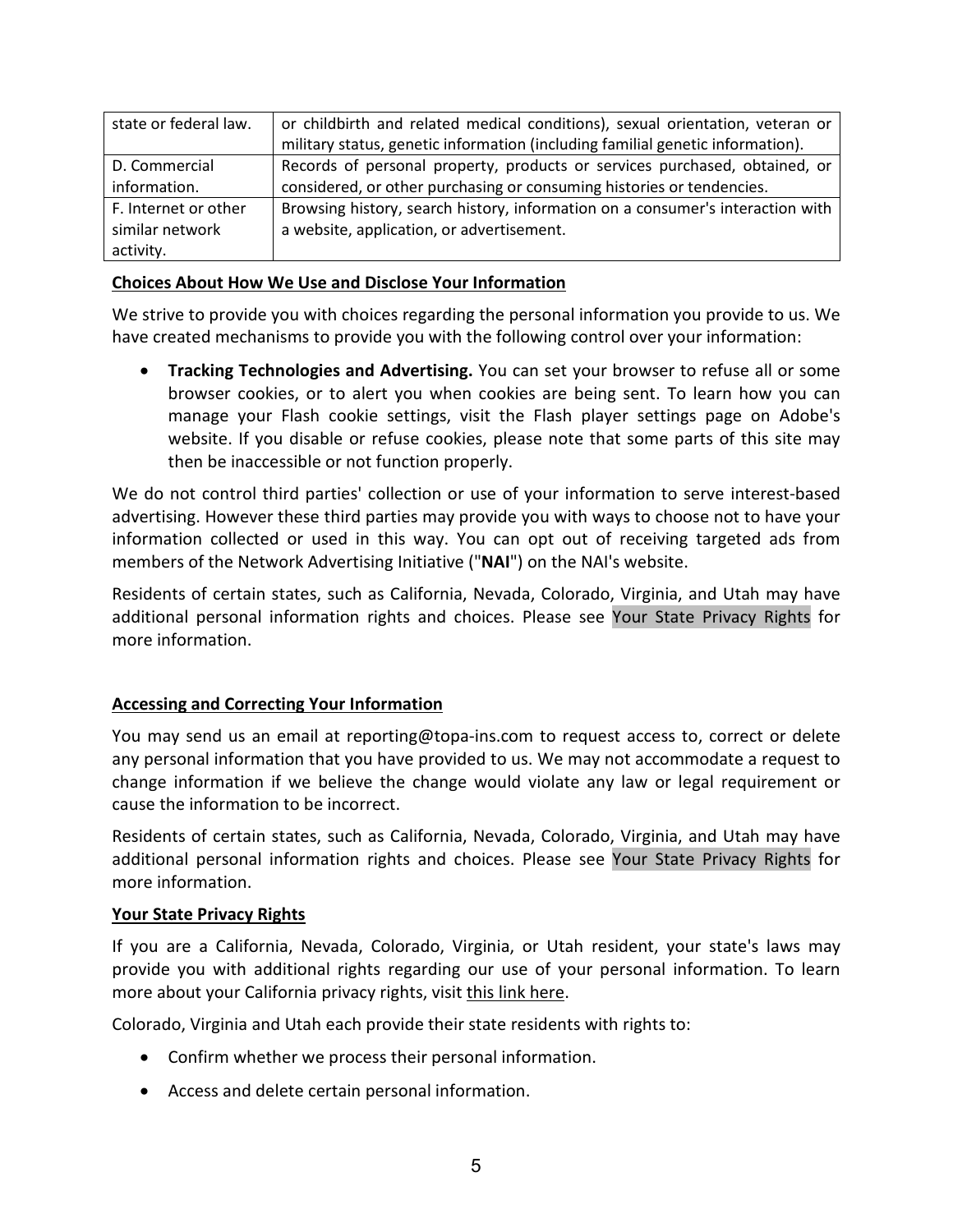| | |
|---|---|
| state or federal law. | or childbirth and related medical conditions), sexual orientation, veteran or military status, genetic information (including familial genetic information). |
| D. Commercial information. | Records of personal property, products or services purchased, obtained, or considered, or other purchasing or consuming histories or tendencies. |
| F. Internet or other similar network activity. | Browsing history, search history, information on a consumer's interaction with a website, application, or advertisement. |

**Choices About How We Use and Disclose Your Information**

We strive to provide you with choices regarding the personal information you provide to us. We have created mechanisms to provide you with the following control over your information:

- **Tracking Technologies and Advertising.** You can set your browser to refuse all or some browser cookies, or to alert you when cookies are being sent. To learn how you can manage your Flash cookie settings, visit the Flash player settings page on Adobe's website. If you disable or refuse cookies, please note that some parts of this site may then be inaccessible or not function properly.

We do not control third parties' collection or use of your information to serve interest-based advertising. However these third parties may provide you with ways to choose not to have your information collected or used in this way. You can opt out of receiving targeted ads from members of the Network Advertising Initiative ("**NAI**") on the NAI's website.

Residents of certain states, such as California, Nevada, Colorado, Virginia, and Utah may have additional personal information rights and choices. Please see Your State Privacy Rights for more information.

**Accessing and Correcting Your Information**

You may send us an email at reporting@topa-ins.com to request access to, correct or delete any personal information that you have provided to us. We may not accommodate a request to change information if we believe the change would violate any law or legal requirement or cause the information to be incorrect.

Residents of certain states, such as California, Nevada, Colorado, Virginia, and Utah may have additional personal information rights and choices. Please see Your State Privacy Rights for more information.

**Your State Privacy Rights**

If you are a California, Nevada, Colorado, Virginia, or Utah resident, your state's laws may provide you with additional rights regarding our use of your personal information. To learn more about your California privacy rights, visit this link here.

Colorado, Virginia and Utah each provide their state residents with rights to:

- Confirm whether we process their personal information.
- Access and delete certain personal information.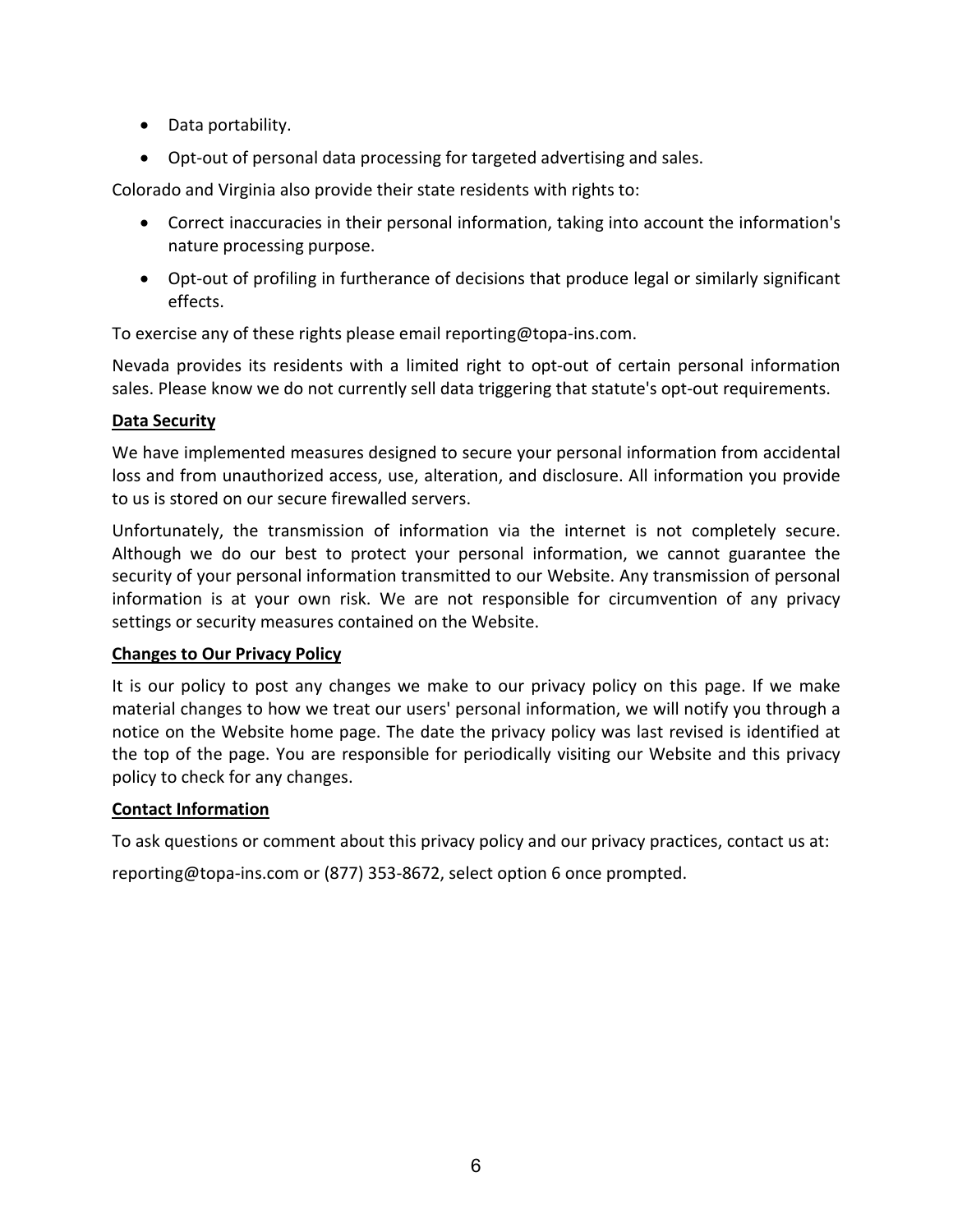- Data portability.
- Opt-out of personal data processing for targeted advertising and sales.

Colorado and Virginia also provide their state residents with rights to:

- Correct inaccuracies in their personal information, taking into account the information's nature processing purpose.
- Opt-out of profiling in furtherance of decisions that produce legal or similarly significant effects.

To exercise any of these rights please email reporting@topa-ins.com.

Nevada provides its residents with a limited right to opt-out of certain personal information sales. Please know we do not currently sell data triggering that statute's opt-out requirements.

**Data Security**

We have implemented measures designed to secure your personal information from accidental loss and from unauthorized access, use, alteration, and disclosure. All information you provide to us is stored on our secure firewalled servers.

Unfortunately, the transmission of information via the internet is not completely secure. Although we do our best to protect your personal information, we cannot guarantee the security of your personal information transmitted to our Website. Any transmission of personal information is at your own risk. We are not responsible for circumvention of any privacy settings or security measures contained on the Website.

**Changes to Our Privacy Policy**

It is our policy to post any changes we make to our privacy policy on this page. If we make material changes to how we treat our users' personal information, we will notify you through a notice on the Website home page. The date the privacy policy was last revised is identified at the top of the page. You are responsible for periodically visiting our Website and this privacy policy to check for any changes.

**Contact Information**

To ask questions or comment about this privacy policy and our privacy practices, contact us at:

reporting@topa-ins.com or (877) 353-8672, select option 6 once prompted.